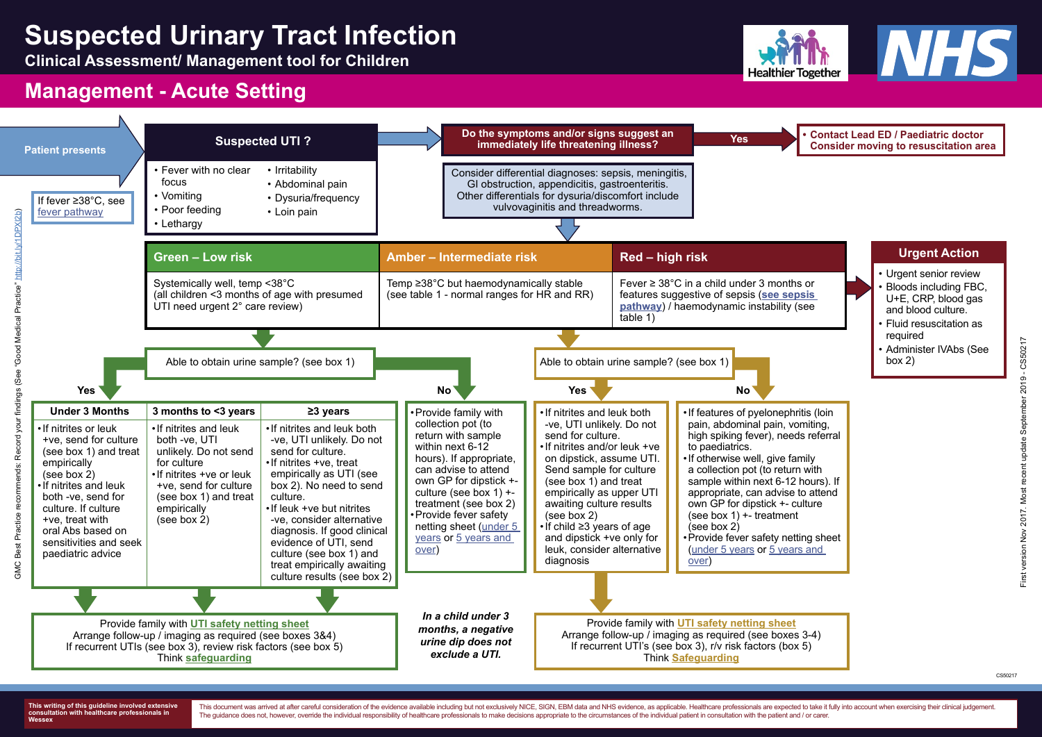# Suspected Urinary Tract Infection

**Clinical Assessment/ Management tool for Children**

## Management - Acute Setting

**Patient presents**

If fever ≥38°C, see fever pathway

### Suspected UTI ?

- Fever with no clear focus
- Vomiting
- Poor feeding
- Lethargy
- Irritability
- Abdominal pain
- Dysuria/frequency
- Loin pain

**Do the symptoms and/or signs suggest an immediately life threatening illness?**

**Yes** → 
- **Contact Lead ED / Paediatric doctor**
- **Consider moving to resuscitation area**

Consider differential diagnoses: sepsis, meningitis, GI obstruction, appendicitis, gastroenteritis. Other differentials for dysuria/discomfort include vulvovaginitis and threadworms.

| Green – Low risk | Amber – Intermediate risk | Red – high risk |
|---|---|---|
| Systemically well, temp <38°C (all children <3 months of age with presumed UTI need urgent 2° care review) | Temp ≥38°C but haemodynamically stable (see table 1 - normal ranges for HR and RR) | Fever ≥ 38°C in a child under 3 months or features suggestive of sepsis (see sepsis pathway) / haemodynamic instability (see table 1) |

### Urgent Action

- Urgent senior review
- Bloods including FBC, U+E, CRP, blood gas and blood culture.
- Fluid resuscitation as required
- Administer IVAbs (See box 2)

### Green – Low risk

**Able to obtain urine sample? (see box 1)**

**Yes**

| Under 3 Months | 3 months to <3 years | ≥3 years |
|---|---|---|
| • If nitrites or leuk +ve, send for culture (see box 1) and treat empirically (see box 2)<br>• If nitrites and leuk both -ve, send for culture. If culture +ve, treat with oral Abs based on sensitivities and seek paediatric advice | • If nitrites and leuk both -ve, UTI unlikely. Do not send for culture<br>• If nitrites +ve or leuk +ve, send for culture (see box 1) and treat empirically (see box 2) | • If nitrites and leuk both -ve, UTI unlikely. Do not send for culture.<br>• If nitrites +ve, treat empirically as UTI (see box 2). No need to send culture.<br>• If leuk +ve but nitrites -ve, consider alternative diagnosis. If good clinical evidence of UTI, send culture (see box 1) and treat empirically awaiting culture results (see box 2) |

**No**

- Provide family with collection pot (to return with sample within next 6-12 hours). If appropriate, can advise to attend own GP for dipstick +- culture (see box 1) +- treatment (see box 2)
- Provide fever safety netting sheet (under 5 years or 5 years and over)

Provide family with UTI safety netting sheet
Arrange follow-up / imaging as required (see boxes 3&4)
If recurrent UTIs (see box 3), review risk factors (see box 5)
Think safeguarding

***In a child under 3 months, a negative urine dip does not exclude a UTI.***

### Amber / Red

**Able to obtain urine sample? (see box 1)**

**Yes**

- If nitrites and leuk both -ve, UTI unlikely. Do not send for culture.
- If nitrites and/or leuk +ve on dipstick, assume UTI. Send sample for culture (see box 1) and treat empirically as upper UTI awaiting culture results (see box 2)
- If child ≥3 years of age and dipstick +ve only for leuk, consider alternative diagnosis

**No**

- If features of pyelonephritis (loin pain, abdominal pain, vomiting, high spiking fever), needs referral to paediatrics.
- If otherwise well, give family a collection pot (to return with sample within next 6-12 hours). If appropriate, can advise to attend own GP for dipstick +- culture (see box 1) +- treatment (see box 2)
- Provide fever safety netting sheet (under 5 years or 5 years and over)

Provide family with UTI safety netting sheet
Arrange follow-up / imaging as required (see boxes 3-4)
If recurrent UTI's (see box 3), r/v risk factors (box 5)
Think Safeguarding

GMC Best Practice recommends: Record your findings (See "Good Medical Practice" http://bit.ly/1DPXI2b)

First version Nov 2017. Most recent update September 2019 - CS50217

**This writing of this guideline involved extensive consultation with healthcare professionals in Wessex**

This document was arrived at after careful consideration of the evidence available including but not exclusively NICE, SIGN, EBM data and NHS evidence, as applicable. Healthcare professionals are expected to take it fully into account when exercising their clinical judgement. The guidance does not, however, override the individual responsibility of healthcare professionals to make decisions appropriate to the circumstances of the individual patient in consultation with the patient and / or carer.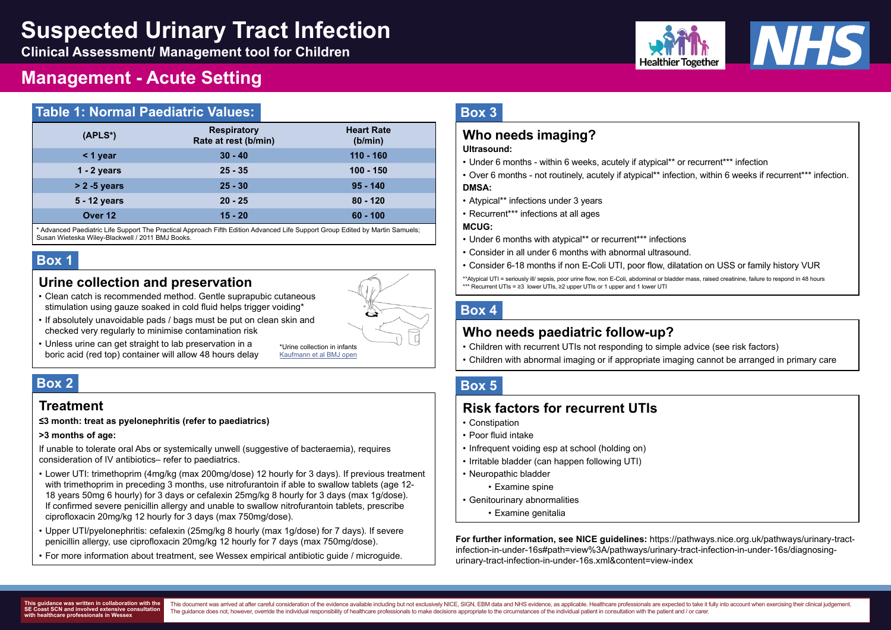# Suspected Urinary Tract Infection

**Clinical Assessment/ Management tool for Children**

## Management - Acute Setting

### Table 1: Normal Paediatric Values:

| (APLS*) | Respiratory Rate at rest (b/min) | Heart Rate (b/min) |
|---|---|---|
| < 1 year | 30 - 40 | 110 - 160 |
| 1 - 2 years | 25 - 35 | 100 - 150 |
| > 2 -5 years | 25 - 30 | 95 - 140 |
| 5 - 12 years | 20 - 25 | 80 - 120 |
| Over 12 | 15 - 20 | 60 - 100 |

* Advanced Paediatric Life Support The Practical Approach Fifth Edition Advanced Life Support Group Edited by Martin Samuels; Susan Wieteska Wiley-Blackwell / 2011 BMJ Books.

### Box 1

#### Urine collection and preservation

- Clean catch is recommended method. Gentle suprapubic cutaneous stimulation using gauze soaked in cold fluid helps trigger voiding*
- If absolutely unavoidable pads / bags must be put on clean skin and checked very regularly to minimise contamination risk
- Unless urine can get straight to lab preservation in a boric acid (red top) container will allow 48 hours delay

*Urine collection in infants Kaufmann et al BMJ open

### Box 2

#### Treatment

**≤3 month: treat as pyelonephritis (refer to paediatrics)**

**>3 months of age:**

If unable to tolerate oral Abs or systemically unwell (suggestive of bacteraemia), requires consideration of IV antibiotics– refer to paediatrics.

- Lower UTI: trimethoprim (4mg/kg (max 200mg/dose) 12 hourly for 3 days). If previous treatment with trimethoprim in preceding 3 months, use nitrofurantoin if able to swallow tablets (age 12-18 years 50mg 6 hourly) for 3 days or cefalexin 25mg/kg 8 hourly for 3 days (max 1g/dose). If confirmed severe penicillin allergy and unable to swallow nitrofurantoin tablets, prescribe ciprofloxacin 20mg/kg 12 hourly for 3 days (max 750mg/dose).
- Upper UTI/pyelonephritis: cefalexin (25mg/kg 8 hourly (max 1g/dose) for 7 days). If severe penicillin allergy, use ciprofloxacin 20mg/kg 12 hourly for 7 days (max 750mg/dose).
- For more information about treatment, see Wessex empirical antibiotic guide / microguide.

### Box 3

#### Who needs imaging?

**Ultrasound:**

- Under 6 months - within 6 weeks, acutely if atypical** or recurrent*** infection
- Over 6 months - not routinely, acutely if atypical** infection, within 6 weeks if recurrent*** infection.

**DMSA:**

- Atypical** infections under 3 years
- Recurrent*** infections at all ages

**MCUG:**

- Under 6 months with atypical** or recurrent*** infections
- Consider in all under 6 months with abnormal ultrasound.
- Consider 6-18 months if non E-Coli UTI, poor flow, dilatation on USS or family history VUR

**Atypical UTI = seriously ill/ sepsis, poor urine flow, non E-Coli, abdominal or bladder mass, raised creatinine, failure to respond in 48 hours
*** Recurrent UTIs = ≥3 lower UTIs, ≥2 upper UTIs or 1 upper and 1 lower UTI

### Box 4

#### Who needs paediatric follow-up?

- Children with recurrent UTIs not responding to simple advice (see risk factors)
- Children with abnormal imaging or if appropriate imaging cannot be arranged in primary care

### Box 5

#### Risk factors for recurrent UTIs

- Constipation
- Poor fluid intake
- Infrequent voiding esp at school (holding on)
- Irritable bladder (can happen following UTI)
- Neuropathic bladder
  - Examine spine
- Genitourinary abnormalities
  - Examine genitalia

**For further information, see NICE guidelines:** https://pathways.nice.org.uk/pathways/urinary-tract-infection-in-under-16s#path=view%3A/pathways/urinary-tract-infection-in-under-16s/diagnosing-urinary-tract-infection-in-under-16s.xml&content=view-index

**This guidance was written in collaboration with the SE Coast SCN and involved extensive consultation with healthcare professionals in Wessex**

This document was arrived at after careful consideration of the evidence available including but not exclusively NICE, SIGN, EBM data and NHS evidence, as applicable. Healthcare professionals are expected to take it fully into account when exercising their clinical judgement. The guidance does not, however, override the individual responsibility of healthcare professionals to make decisions appropriate to the circumstances of the individual patient in consultation with the patient and / or carer.